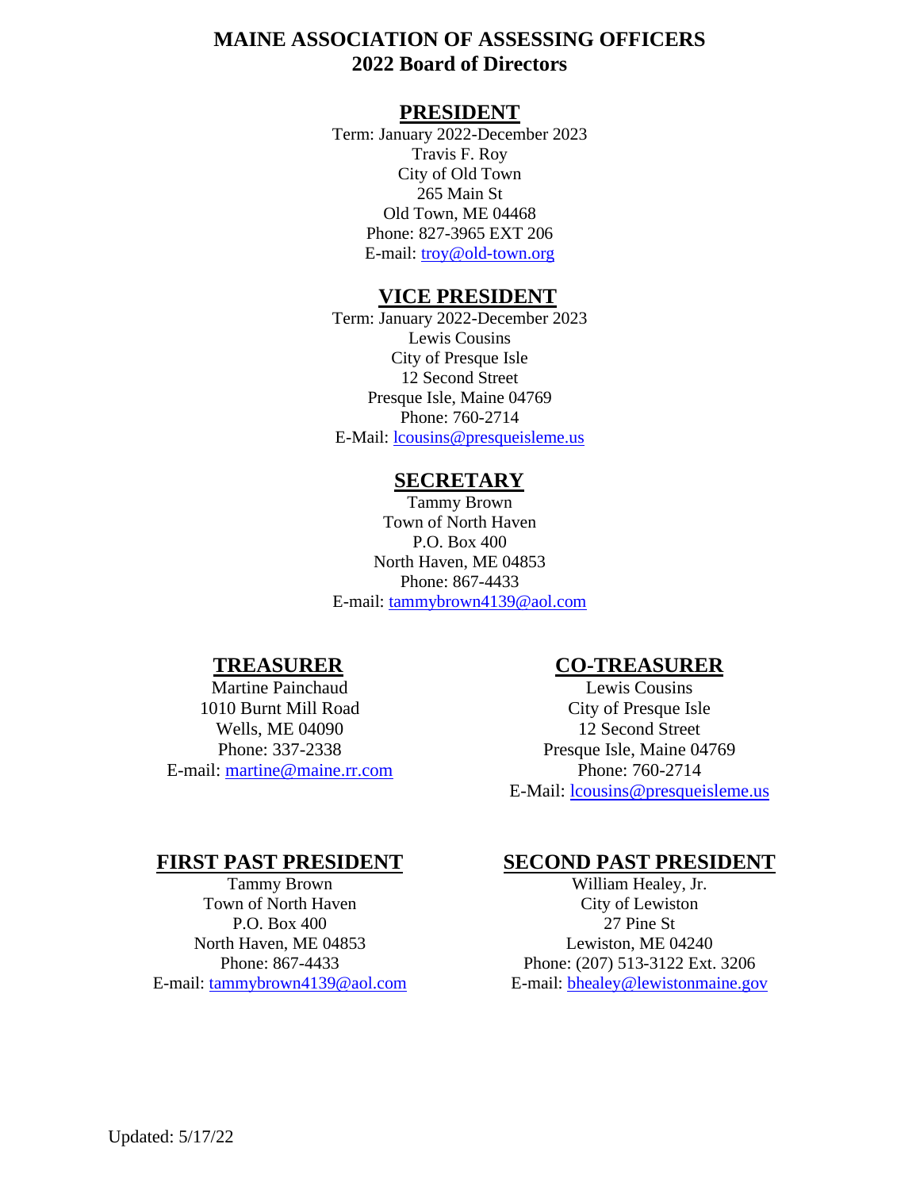# MAINE ASSOCIATION OF ASSESSING OFFICERS
# 2022 Board of Directors

## PRESIDENT

Term: January 2022-December 2023
Travis F. Roy
City of Old Town
265 Main St
Old Town, ME 04468
Phone: 827-3965 EXT 206
E-mail: troy@old-town.org

## VICE PRESIDENT

Term: January 2022-December 2023
Lewis Cousins
City of Presque Isle
12 Second Street
Presque Isle, Maine 04769
Phone: 760-2714
E-Mail: lcousins@presqueisleme.us

## SECRETARY

Tammy Brown
Town of North Haven
P.O. Box 400
North Haven, ME 04853
Phone: 867-4433
E-mail: tammybrown4139@aol.com

## TREASURER

Martine Painchaud
1010 Burnt Mill Road
Wells, ME 04090
Phone: 337-2338
E-mail: martine@maine.rr.com

## CO-TREASURER

Lewis Cousins
City of Presque Isle
12 Second Street
Presque Isle, Maine 04769
Phone: 760-2714
E-Mail: lcousins@presqueisleme.us

## FIRST PAST PRESIDENT

Tammy Brown
Town of North Haven
P.O. Box 400
North Haven, ME 04853
Phone: 867-4433
E-mail: tammybrown4139@aol.com

## SECOND PAST PRESIDENT

William Healey, Jr.
City of Lewiston
27 Pine St
Lewiston, ME 04240
Phone: (207) 513-3122 Ext. 3206
E-mail: bhealey@lewistonmaine.gov

Updated: 5/17/22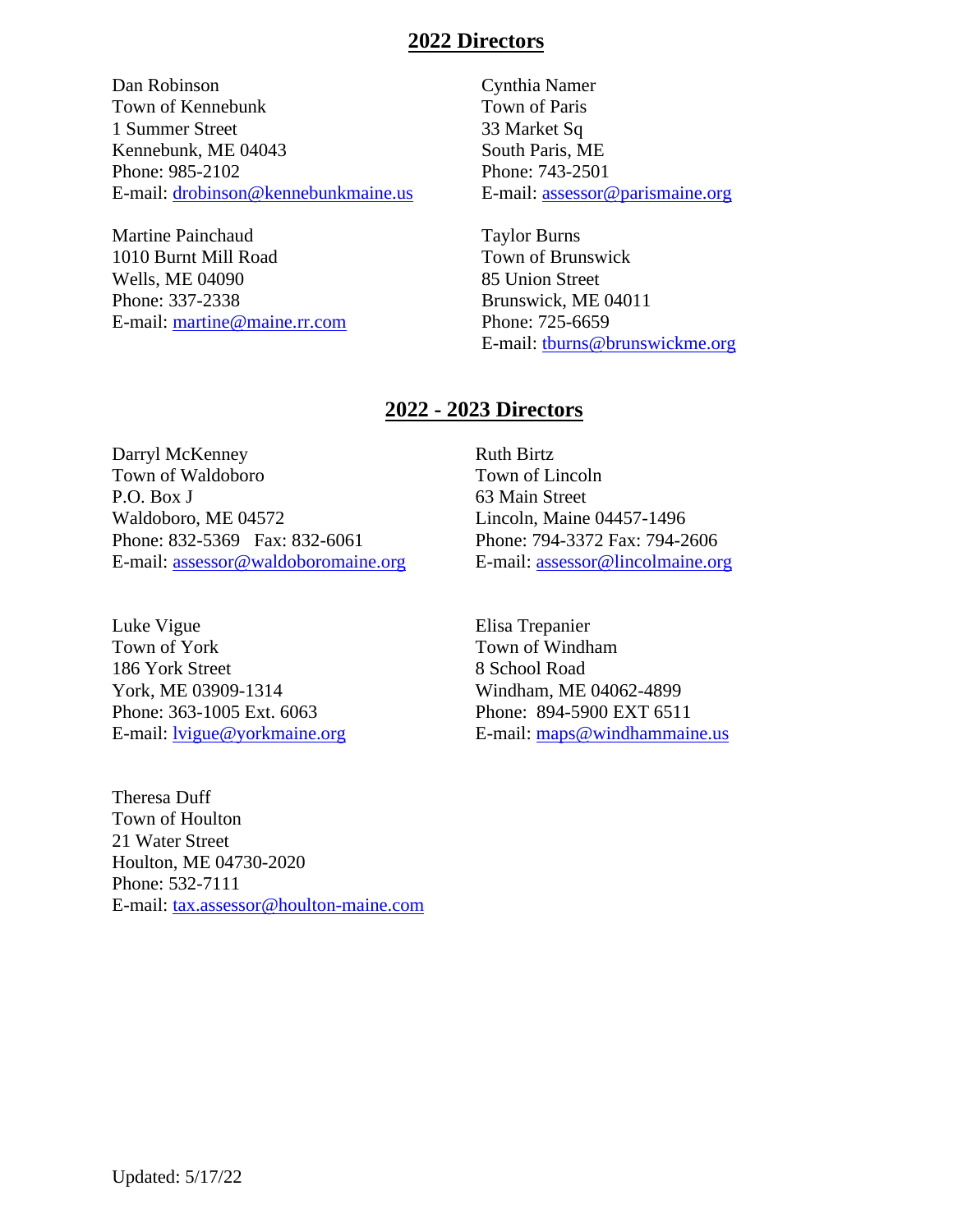## 2022 Directors

Dan Robinson
Town of Kennebunk
1 Summer Street
Kennebunk, ME 04043
Phone: 985-2102
E-mail: drobinson@kennebunkmaine.us

Cynthia Namer
Town of Paris
33 Market Sq
South Paris, ME
Phone: 743-2501
E-mail: assessor@parismaine.org

Martine Painchaud
1010 Burnt Mill Road
Wells, ME 04090
Phone: 337-2338
E-mail: martine@maine.rr.com

Taylor Burns
Town of Brunswick
85 Union Street
Brunswick, ME 04011
Phone: 725-6659
E-mail: tburns@brunswickme.org

## 2022 - 2023 Directors

Darryl McKenney
Town of Waldoboro
P.O. Box J
Waldoboro, ME 04572
Phone: 832-5369 Fax: 832-6061
E-mail: assessor@waldoboromaine.org

Ruth Birtz
Town of Lincoln
63 Main Street
Lincoln, Maine 04457-1496
Phone: 794-3372 Fax: 794-2606
E-mail: assessor@lincolmaine.org

Luke Vigue
Town of York
186 York Street
York, ME 03909-1314
Phone: 363-1005 Ext. 6063
E-mail: lvigue@yorkmaine.org

Elisa Trepanier
Town of Windham
8 School Road
Windham, ME 04062-4899
Phone: 894-5900 EXT 6511
E-mail: maps@windhammaine.us

Theresa Duff
Town of Houlton
21 Water Street
Houlton, ME 04730-2020
Phone: 532-7111
E-mail: tax.assessor@houlton-maine.com

Updated: 5/17/22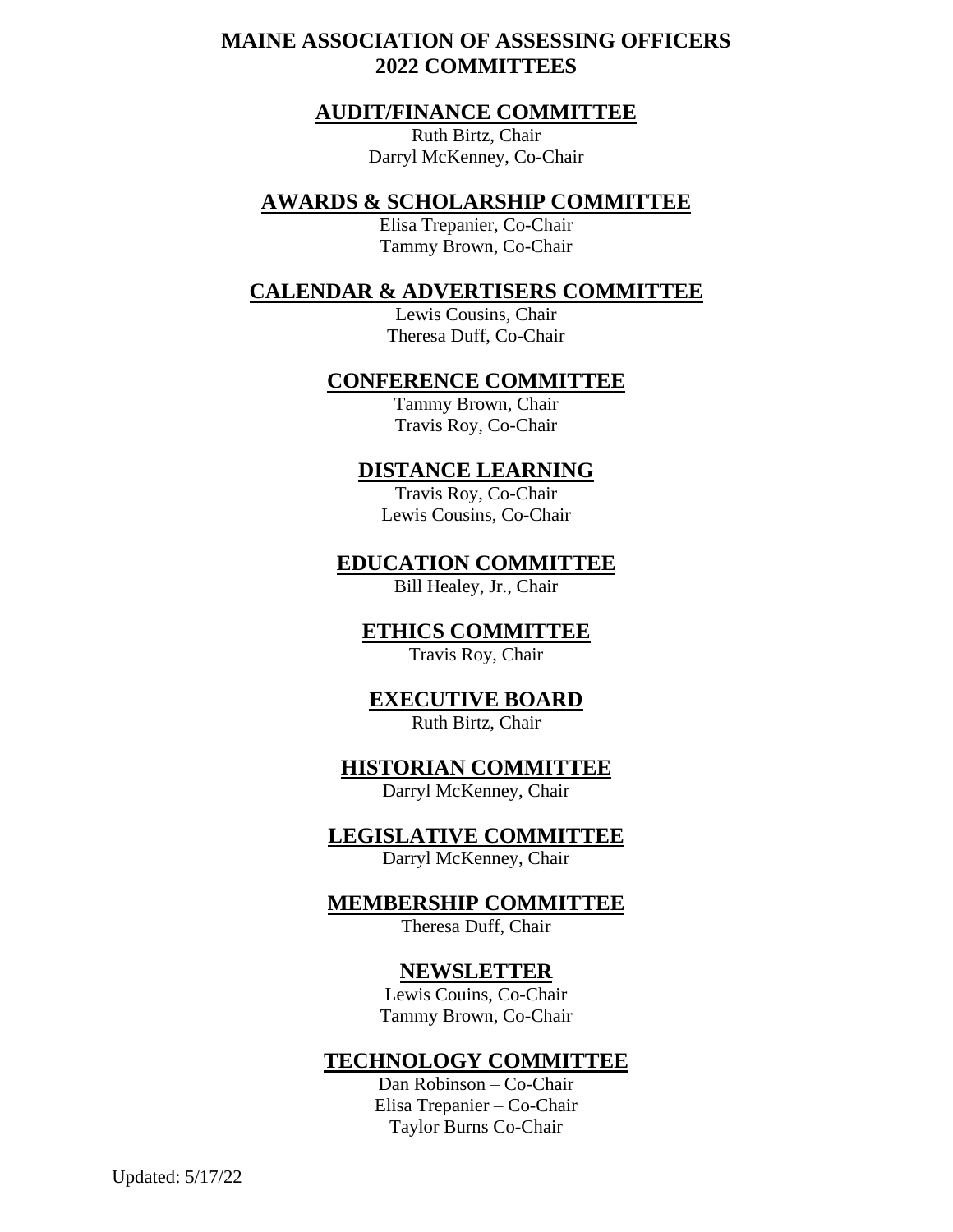# MAINE ASSOCIATION OF ASSESSING OFFICERS
# 2022 COMMITTEES

## AUDIT/FINANCE COMMITTEE

Ruth Birtz, Chair
Darryl McKenney, Co-Chair

## AWARDS & SCHOLARSHIP COMMITTEE

Elisa Trepanier, Co-Chair
Tammy Brown, Co-Chair

## CALENDAR & ADVERTISERS COMMITTEE

Lewis Cousins, Chair
Theresa Duff, Co-Chair

## CONFERENCE COMMITTEE

Tammy Brown, Chair
Travis Roy, Co-Chair

## DISTANCE LEARNING

Travis Roy, Co-Chair
Lewis Cousins, Co-Chair

## EDUCATION COMMITTEE

Bill Healey, Jr., Chair

## ETHICS COMMITTEE

Travis Roy, Chair

## EXECUTIVE BOARD

Ruth Birtz, Chair

## HISTORIAN COMMITTEE

Darryl McKenney, Chair

## LEGISLATIVE COMMITTEE

Darryl McKenney, Chair

## MEMBERSHIP COMMITTEE

Theresa Duff, Chair

## NEWSLETTER

Lewis Couins, Co-Chair
Tammy Brown, Co-Chair

## TECHNOLOGY COMMITTEE

Dan Robinson – Co-Chair
Elisa Trepanier – Co-Chair
Taylor Burns Co-Chair

Updated: 5/17/22